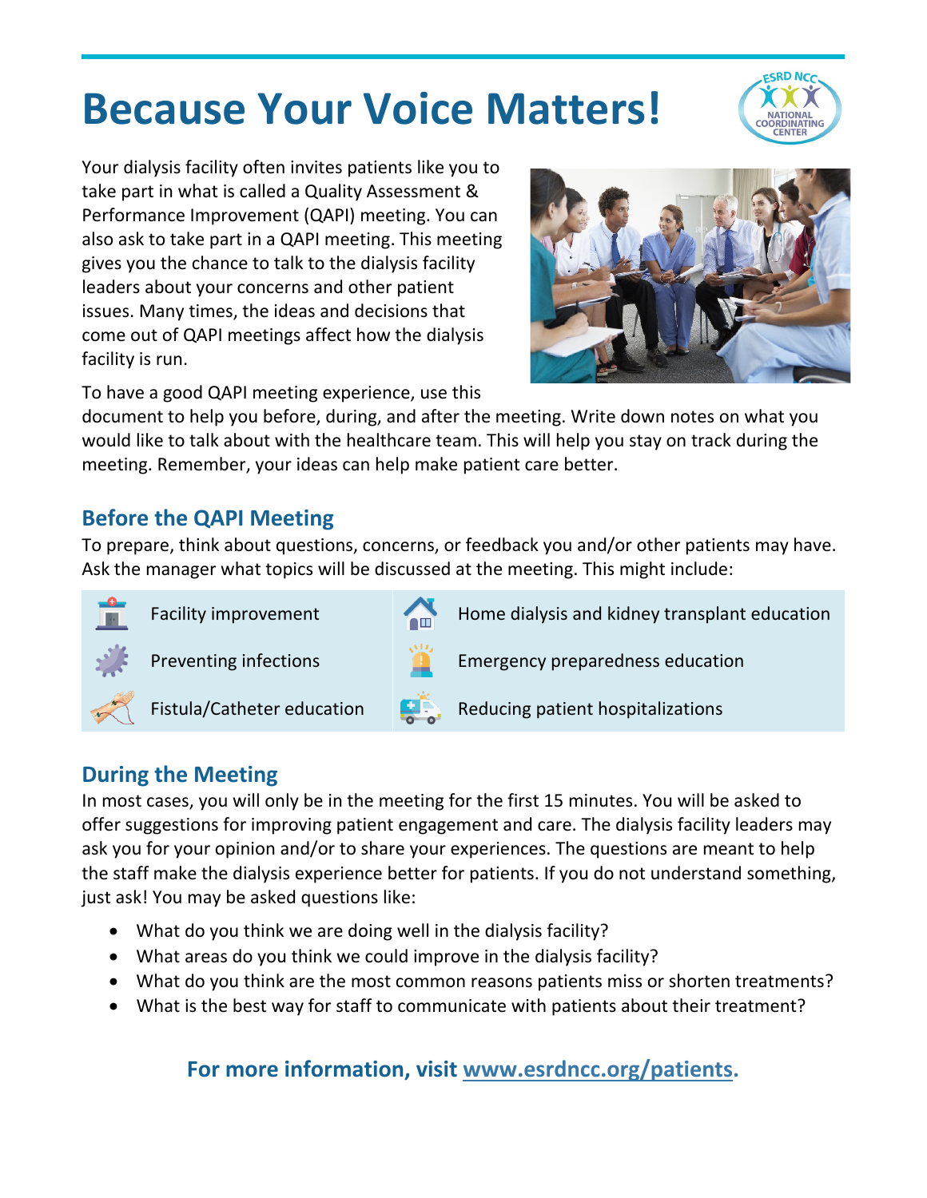# Because Your Voice Matters!

Your dialysis facility often invites patients like you to take part in what is called a Quality Assessment & Performance Improvement (QAPI) meeting. You can also ask to take part in a QAPI meeting. This meeting gives you the chance to talk to the dialysis facility leaders about your concerns and other patient issues. Many times, the ideas and decisions that come out of QAPI meetings affect how the dialysis facility is run.

To have a good QAPI meeting experience, use this document to help you before, during, and after the meeting. Write down notes on what you would like to talk about with the healthcare team. This will help you stay on track during the meeting. Remember, your ideas can help make patient care better.

## Before the QAPI Meeting

To prepare, think about questions, concerns, or feedback you and/or other patients may have. Ask the manager what topics will be discussed at the meeting. This might include:

- Facility improvement
- Preventing infections
- Fistula/Catheter education
- Home dialysis and kidney transplant education
- Emergency preparedness education
- Reducing patient hospitalizations

## During the Meeting

In most cases, you will only be in the meeting for the first 15 minutes. You will be asked to offer suggestions for improving patient engagement and care. The dialysis facility leaders may ask you for your opinion and/or to share your experiences. The questions are meant to help the staff make the dialysis experience better for patients. If you do not understand something, just ask! You may be asked questions like:

- What do you think we are doing well in the dialysis facility?
- What areas do you think we could improve in the dialysis facility?
- What do you think are the most common reasons patients miss or shorten treatments?
- What is the best way for staff to communicate with patients about their treatment?

**For more information, visit www.esrdncc.org/patients.**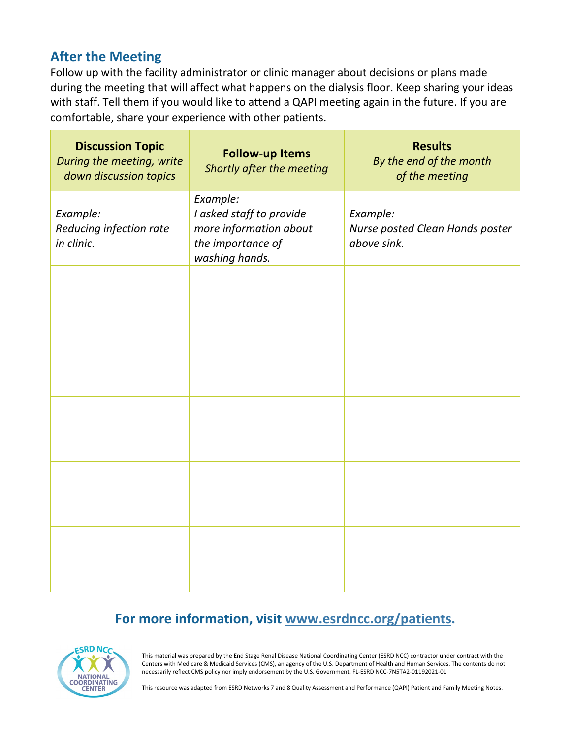## After the Meeting

Follow up with the facility administrator or clinic manager about decisions or plans made during the meeting that will affect what happens on the dialysis floor. Keep sharing your ideas with staff. Tell them if you would like to attend a QAPI meeting again in the future. If you are comfortable, share your experience with other patients.

| **Discussion Topic** *During the meeting, write down discussion topics* | **Follow-up Items** *Shortly after the meeting* | **Results** *By the end of the month of the meeting* |
|---|---|---|
| *Example: Reducing infection rate in clinic.* | *Example: I asked staff to provide more information about the importance of washing hands.* | *Example: Nurse posted Clean Hands poster above sink.* |
| | | |
| | | |
| | | |
| | | |
| | | |

**For more information, visit [www.esrdncc.org/patients](http://www.esrdncc.org/patients).**

ESRD NCC NATIONAL COORDINATING CENTER

This material was prepared by the End Stage Renal Disease National Coordinating Center (ESRD NCC) contractor under contract with the Centers with Medicare & Medicaid Services (CMS), an agency of the U.S. Department of Health and Human Services. The contents do not necessarily reflect CMS policy nor imply endorsement by the U.S. Government. FL-ESRD NCC-7N5TA2-01192021-01

This resource was adapted from ESRD Networks 7 and 8 Quality Assessment and Performance (QAPI) Patient and Family Meeting Notes.